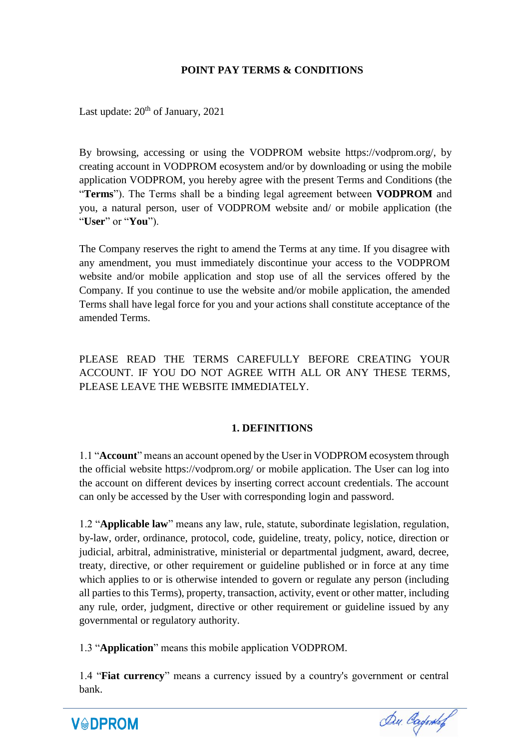# POINT PAY TERMS & CONDITIONS

Last update: 20th of January, 2021

By browsing, accessing or using the VODPROM website https://vodprom.org/, by creating account in VODPROM ecosystem and/or by downloading or using the mobile application VODPROM, you hereby agree with the present Terms and Conditions (the "**Terms**"). The Terms shall be a binding legal agreement between **VODPROM** and you, a natural person, user of VODPROM website and/ or mobile application (the "**User**" or "**You**").

The Company reserves the right to amend the Terms at any time. If you disagree with any amendment, you must immediately discontinue your access to the VODPROM website and/or mobile application and stop use of all the services offered by the Company. If you continue to use the website and/or mobile application, the amended Terms shall have legal force for you and your actions shall constitute acceptance of the amended Terms.

PLEASE READ THE TERMS CAREFULLY BEFORE CREATING YOUR ACCOUNT. IF YOU DO NOT AGREE WITH ALL OR ANY THESE TERMS, PLEASE LEAVE THE WEBSITE IMMEDIATELY.

## 1. DEFINITIONS

1.1 "**Account**" means an account opened by the User in VODPROM ecosystem through the official website https://vodprom.org/ or mobile application. The User can log into the account on different devices by inserting correct account credentials. The account can only be accessed by the User with corresponding login and password.

1.2 "**Applicable law**" means any law, rule, statute, subordinate legislation, regulation, by-law, order, ordinance, protocol, code, guideline, treaty, policy, notice, direction or judicial, arbitral, administrative, ministerial or departmental judgment, award, decree, treaty, directive, or other requirement or guideline published or in force at any time which applies to or is otherwise intended to govern or regulate any person (including all parties to this Terms), property, transaction, activity, event or other matter, including any rule, order, judgment, directive or other requirement or guideline issued by any governmental or regulatory authority.

1.3 "**Application**" means this mobile application VODPROM.

1.4 "**Fiat currency**" means a currency issued by a country's government or central bank.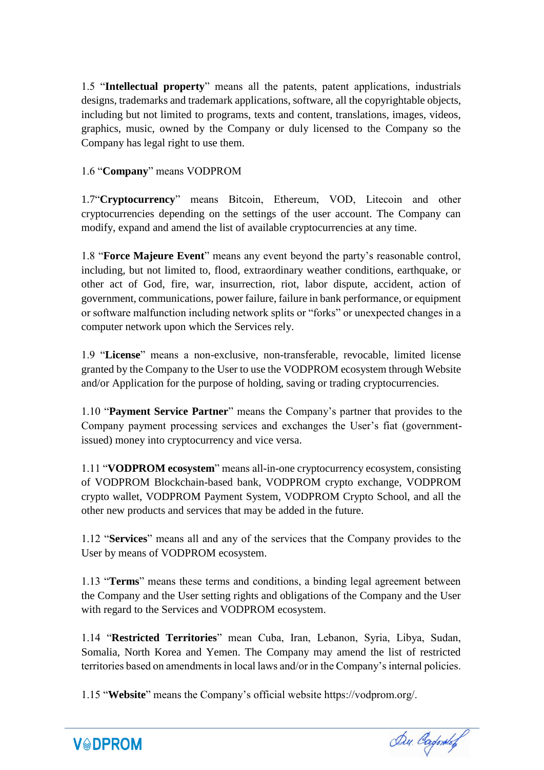1.5 “**Intellectual property**” means all the patents, patent applications, industrials designs, trademarks and trademark applications, software, all the copyrightable objects, including but not limited to programs, texts and content, translations, images, videos, graphics, music, owned by the Company or duly licensed to the Company so the Company has legal right to use them.

1.6 “**Company**” means VODPROM

1.7“**Cryptocurrency**” means Bitcoin, Ethereum, VOD, Litecoin and other cryptocurrencies depending on the settings of the user account. The Company can modify, expand and amend the list of available cryptocurrencies at any time.

1.8 “**Force Majeure Event**” means any event beyond the party’s reasonable control, including, but not limited to, flood, extraordinary weather conditions, earthquake, or other act of God, fire, war, insurrection, riot, labor dispute, accident, action of government, communications, power failure, failure in bank performance, or equipment or software malfunction including network splits or “forks” or unexpected changes in a computer network upon which the Services rely.

1.9 “**License**” means a non-exclusive, non-transferable, revocable, limited license granted by the Company to the User to use the VODPROM ecosystem through Website and/or Application for the purpose of holding, saving or trading cryptocurrencies.

1.10 “**Payment Service Partner**” means the Company’s partner that provides to the Company payment processing services and exchanges the User’s fiat (government-issued) money into cryptocurrency and vice versa.

1.11 “**VODPROM ecosystem**” means all-in-one cryptocurrency ecosystem, consisting of VODPROM Blockchain-based bank, VODPROM crypto exchange, VODPROM crypto wallet, VODPROM Payment System, VODPROM Crypto School, and all the other new products and services that may be added in the future.

1.12 “**Services**” means all and any of the services that the Company provides to the User by means of VODPROM ecosystem.

1.13 “**Terms**” means these terms and conditions, a binding legal agreement between the Company and the User setting rights and obligations of the Company and the User with regard to the Services and VODPROM ecosystem.

1.14 “**Restricted Territories**” mean Cuba, Iran, Lebanon, Syria, Libya, Sudan, Somalia, North Korea and Yemen. The Company may amend the list of restricted territories based on amendments in local laws and/or in the Company’s internal policies.

1.15 “**Website**” means the Company’s official website https://vodprom.org/.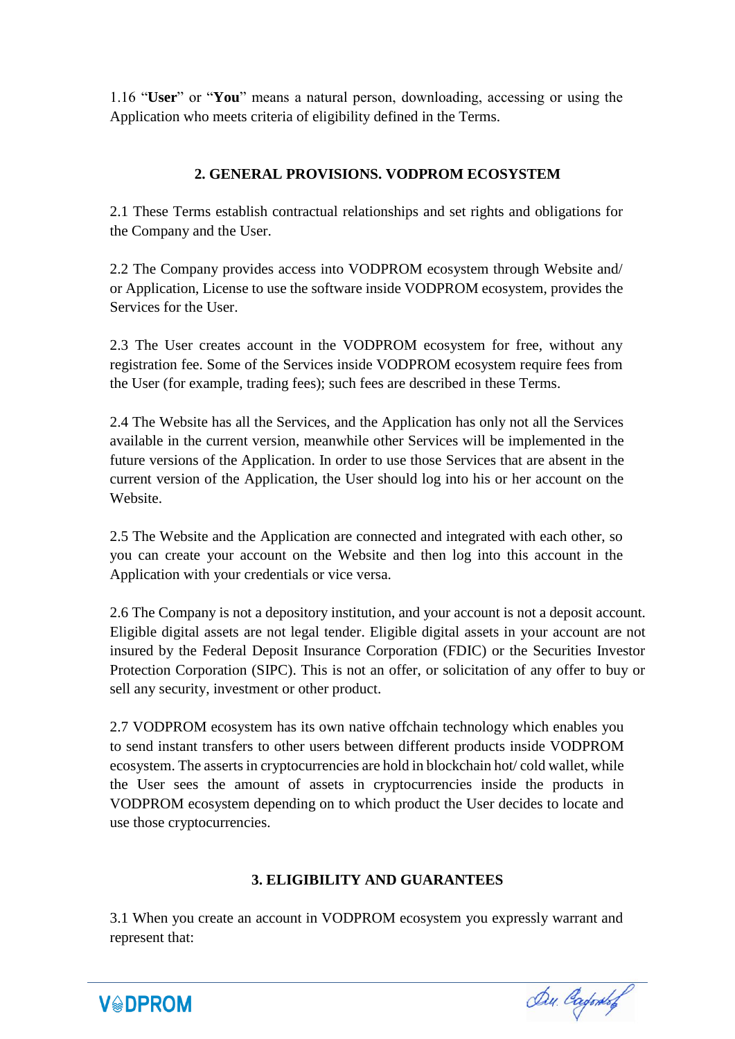1.16 “**User**” or “**You**” means a natural person, downloading, accessing or using the Application who meets criteria of eligibility defined in the Terms.

## 2. GENERAL PROVISIONS. VODPROM ECOSYSTEM

2.1 These Terms establish contractual relationships and set rights and obligations for the Company and the User.

2.2 The Company provides access into VODPROM ecosystem through Website and/ or Application, License to use the software inside VODPROM ecosystem, provides the Services for the User.

2.3 The User creates account in the VODPROM ecosystem for free, without any registration fee. Some of the Services inside VODPROM ecosystem require fees from the User (for example, trading fees); such fees are described in these Terms.

2.4 The Website has all the Services, and the Application has only not all the Services available in the current version, meanwhile other Services will be implemented in the future versions of the Application. In order to use those Services that are absent in the current version of the Application, the User should log into his or her account on the Website.

2.5 The Website and the Application are connected and integrated with each other, so you can create your account on the Website and then log into this account in the Application with your credentials or vice versa.

2.6 The Company is not a depository institution, and your account is not a deposit account. Eligible digital assets are not legal tender. Eligible digital assets in your account are not insured by the Federal Deposit Insurance Corporation (FDIC) or the Securities Investor Protection Corporation (SIPC). This is not an offer, or solicitation of any offer to buy or sell any security, investment or other product.

2.7 VODPROM ecosystem has its own native offchain technology which enables you to send instant transfers to other users between different products inside VODPROM ecosystem. The asserts in cryptocurrencies are hold in blockchain hot/ cold wallet, while the User sees the amount of assets in cryptocurrencies inside the products in VODPROM ecosystem depending on to which product the User decides to locate and use those cryptocurrencies.

## 3. ELIGIBILITY AND GUARANTEES

3.1 When you create an account in VODPROM ecosystem you expressly warrant and represent that: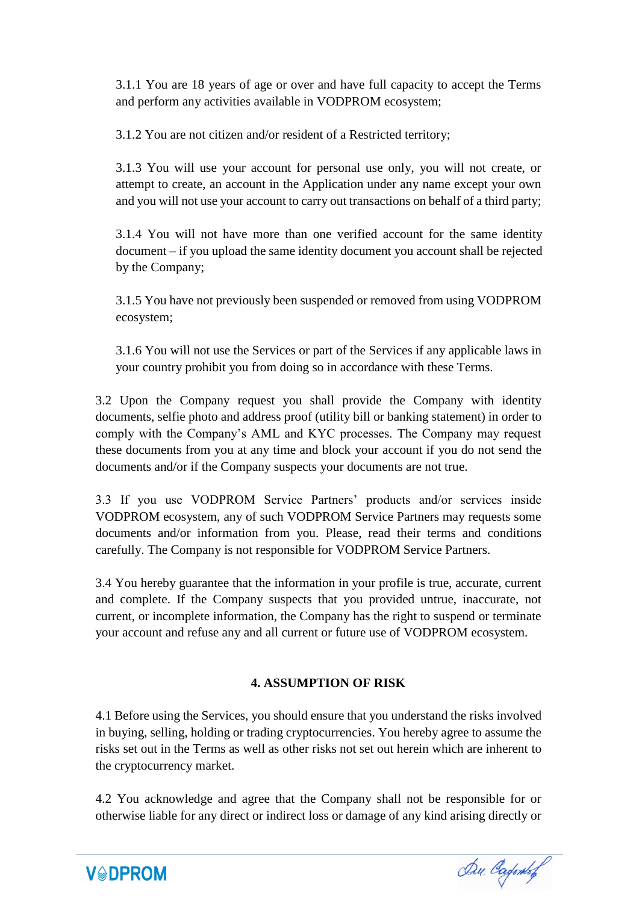3.1.1 You are 18 years of age or over and have full capacity to accept the Terms and perform any activities available in VODPROM ecosystem;

3.1.2 You are not citizen and/or resident of a Restricted territory;

3.1.3 You will use your account for personal use only, you will not create, or attempt to create, an account in the Application under any name except your own and you will not use your account to carry out transactions on behalf of a third party;

3.1.4 You will not have more than one verified account for the same identity document – if you upload the same identity document you account shall be rejected by the Company;

3.1.5 You have not previously been suspended or removed from using VODPROM ecosystem;

3.1.6 You will not use the Services or part of the Services if any applicable laws in your country prohibit you from doing so in accordance with these Terms.

3.2 Upon the Company request you shall provide the Company with identity documents, selfie photo and address proof (utility bill or banking statement) in order to comply with the Company's AML and KYC processes. The Company may request these documents from you at any time and block your account if you do not send the documents and/or if the Company suspects your documents are not true.

3.3 If you use VODPROM Service Partners' products and/or services inside VODPROM ecosystem, any of such VODPROM Service Partners may requests some documents and/or information from you. Please, read their terms and conditions carefully. The Company is not responsible for VODPROM Service Partners.

3.4 You hereby guarantee that the information in your profile is true, accurate, current and complete. If the Company suspects that you provided untrue, inaccurate, not current, or incomplete information, the Company has the right to suspend or terminate your account and refuse any and all current or future use of VODPROM ecosystem.

## 4. ASSUMPTION OF RISK

4.1 Before using the Services, you should ensure that you understand the risks involved in buying, selling, holding or trading cryptocurrencies. You hereby agree to assume the risks set out in the Terms as well as other risks not set out herein which are inherent to the cryptocurrency market.

4.2 You acknowledge and agree that the Company shall not be responsible for or otherwise liable for any direct or indirect loss or damage of any kind arising directly or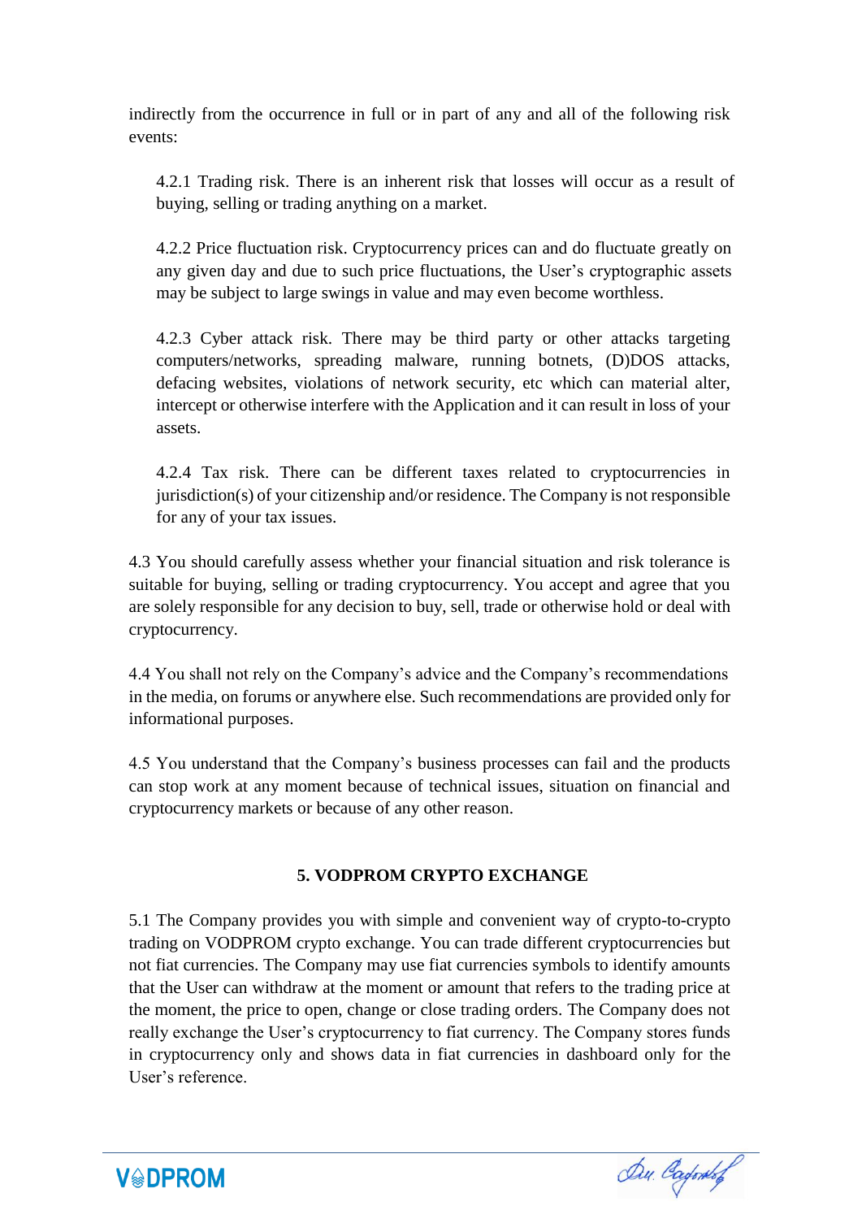indirectly from the occurrence in full or in part of any and all of the following risk events:

4.2.1 Trading risk. There is an inherent risk that losses will occur as a result of buying, selling or trading anything on a market.

4.2.2 Price fluctuation risk. Cryptocurrency prices can and do fluctuate greatly on any given day and due to such price fluctuations, the User's cryptographic assets may be subject to large swings in value and may even become worthless.

4.2.3 Cyber attack risk. There may be third party or other attacks targeting computers/networks, spreading malware, running botnets, (D)DOS attacks, defacing websites, violations of network security, etc which can material alter, intercept or otherwise interfere with the Application and it can result in loss of your assets.

4.2.4 Tax risk. There can be different taxes related to cryptocurrencies in jurisdiction(s) of your citizenship and/or residence. The Company is not responsible for any of your tax issues.

4.3 You should carefully assess whether your financial situation and risk tolerance is suitable for buying, selling or trading cryptocurrency. You accept and agree that you are solely responsible for any decision to buy, sell, trade or otherwise hold or deal with cryptocurrency.

4.4 You shall not rely on the Company's advice and the Company's recommendations in the media, on forums or anywhere else. Such recommendations are provided only for informational purposes.

4.5 You understand that the Company's business processes can fail and the products can stop work at any moment because of technical issues, situation on financial and cryptocurrency markets or because of any other reason.

## 5. VODPROM CRYPTO EXCHANGE

5.1 The Company provides you with simple and convenient way of crypto-to-crypto trading on VODPROM crypto exchange. You can trade different cryptocurrencies but not fiat currencies. The Company may use fiat currencies symbols to identify amounts that the User can withdraw at the moment or amount that refers to the trading price at the moment, the price to open, change or close trading orders. The Company does not really exchange the User's cryptocurrency to fiat currency. The Company stores funds in cryptocurrency only and shows data in fiat currencies in dashboard only for the User's reference.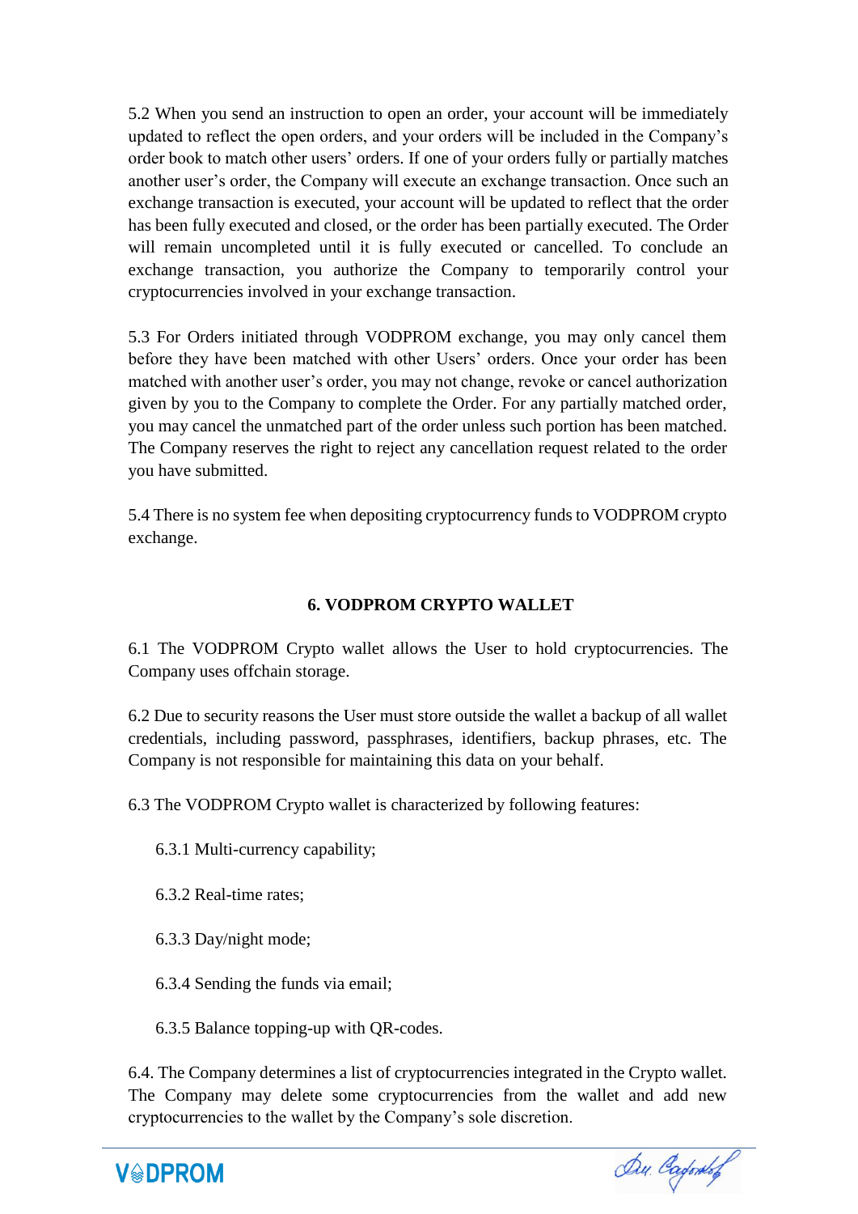5.2 When you send an instruction to open an order, your account will be immediately updated to reflect the open orders, and your orders will be included in the Company's order book to match other users' orders. If one of your orders fully or partially matches another user's order, the Company will execute an exchange transaction. Once such an exchange transaction is executed, your account will be updated to reflect that the order has been fully executed and closed, or the order has been partially executed. The Order will remain uncompleted until it is fully executed or cancelled. To conclude an exchange transaction, you authorize the Company to temporarily control your cryptocurrencies involved in your exchange transaction.

5.3 For Orders initiated through VODPROM exchange, you may only cancel them before they have been matched with other Users' orders. Once your order has been matched with another user's order, you may not change, revoke or cancel authorization given by you to the Company to complete the Order. For any partially matched order, you may cancel the unmatched part of the order unless such portion has been matched. The Company reserves the right to reject any cancellation request related to the order you have submitted.

5.4 There is no system fee when depositing cryptocurrency funds to VODPROM crypto exchange.

## 6. VODPROM CRYPTO WALLET

6.1 The VODPROM Crypto wallet allows the User to hold cryptocurrencies. The Company uses offchain storage.

6.2 Due to security reasons the User must store outside the wallet a backup of all wallet credentials, including password, passphrases, identifiers, backup phrases, etc. The Company is not responsible for maintaining this data on your behalf.

6.3 The VODPROM Crypto wallet is characterized by following features:

6.3.1 Multi-currency capability;

6.3.2 Real-time rates;

6.3.3 Day/night mode;

6.3.4 Sending the funds via email;

6.3.5 Balance topping-up with QR-codes.

6.4. The Company determines a list of cryptocurrencies integrated in the Crypto wallet. The Company may delete some cryptocurrencies from the wallet and add new cryptocurrencies to the wallet by the Company's sole discretion.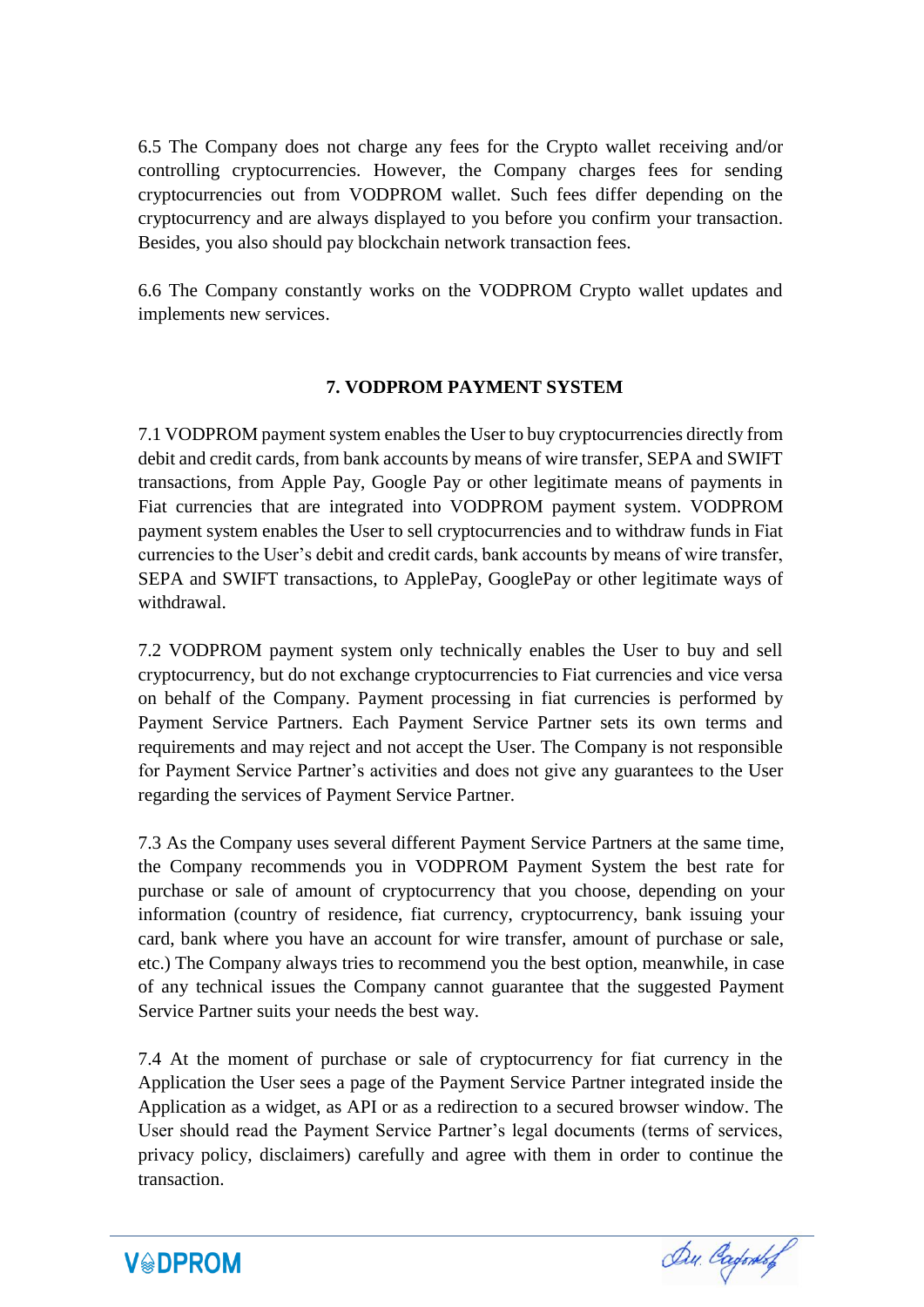6.5 The Company does not charge any fees for the Crypto wallet receiving and/or controlling cryptocurrencies. However, the Company charges fees for sending cryptocurrencies out from VODPROM wallet. Such fees differ depending on the cryptocurrency and are always displayed to you before you confirm your transaction. Besides, you also should pay blockchain network transaction fees.

6.6 The Company constantly works on the VODPROM Crypto wallet updates and implements new services.

## 7. VODPROM PAYMENT SYSTEM

7.1 VODPROM payment system enables the User to buy cryptocurrencies directly from debit and credit cards, from bank accounts by means of wire transfer, SEPA and SWIFT transactions, from Apple Pay, Google Pay or other legitimate means of payments in Fiat currencies that are integrated into VODPROM payment system. VODPROM payment system enables the User to sell cryptocurrencies and to withdraw funds in Fiat currencies to the User's debit and credit cards, bank accounts by means of wire transfer, SEPA and SWIFT transactions, to ApplePay, GooglePay or other legitimate ways of withdrawal.

7.2 VODPROM payment system only technically enables the User to buy and sell cryptocurrency, but do not exchange cryptocurrencies to Fiat currencies and vice versa on behalf of the Company. Payment processing in fiat currencies is performed by Payment Service Partners. Each Payment Service Partner sets its own terms and requirements and may reject and not accept the User. The Company is not responsible for Payment Service Partner's activities and does not give any guarantees to the User regarding the services of Payment Service Partner.

7.3 As the Company uses several different Payment Service Partners at the same time, the Company recommends you in VODPROM Payment System the best rate for purchase or sale of amount of cryptocurrency that you choose, depending on your information (country of residence, fiat currency, cryptocurrency, bank issuing your card, bank where you have an account for wire transfer, amount of purchase or sale, etc.) The Company always tries to recommend you the best option, meanwhile, in case of any technical issues the Company cannot guarantee that the suggested Payment Service Partner suits your needs the best way.

7.4 At the moment of purchase or sale of cryptocurrency for fiat currency in the Application the User sees a page of the Payment Service Partner integrated inside the Application as a widget, as API or as a redirection to a secured browser window. The User should read the Payment Service Partner's legal documents (terms of services, privacy policy, disclaimers) carefully and agree with them in order to continue the transaction.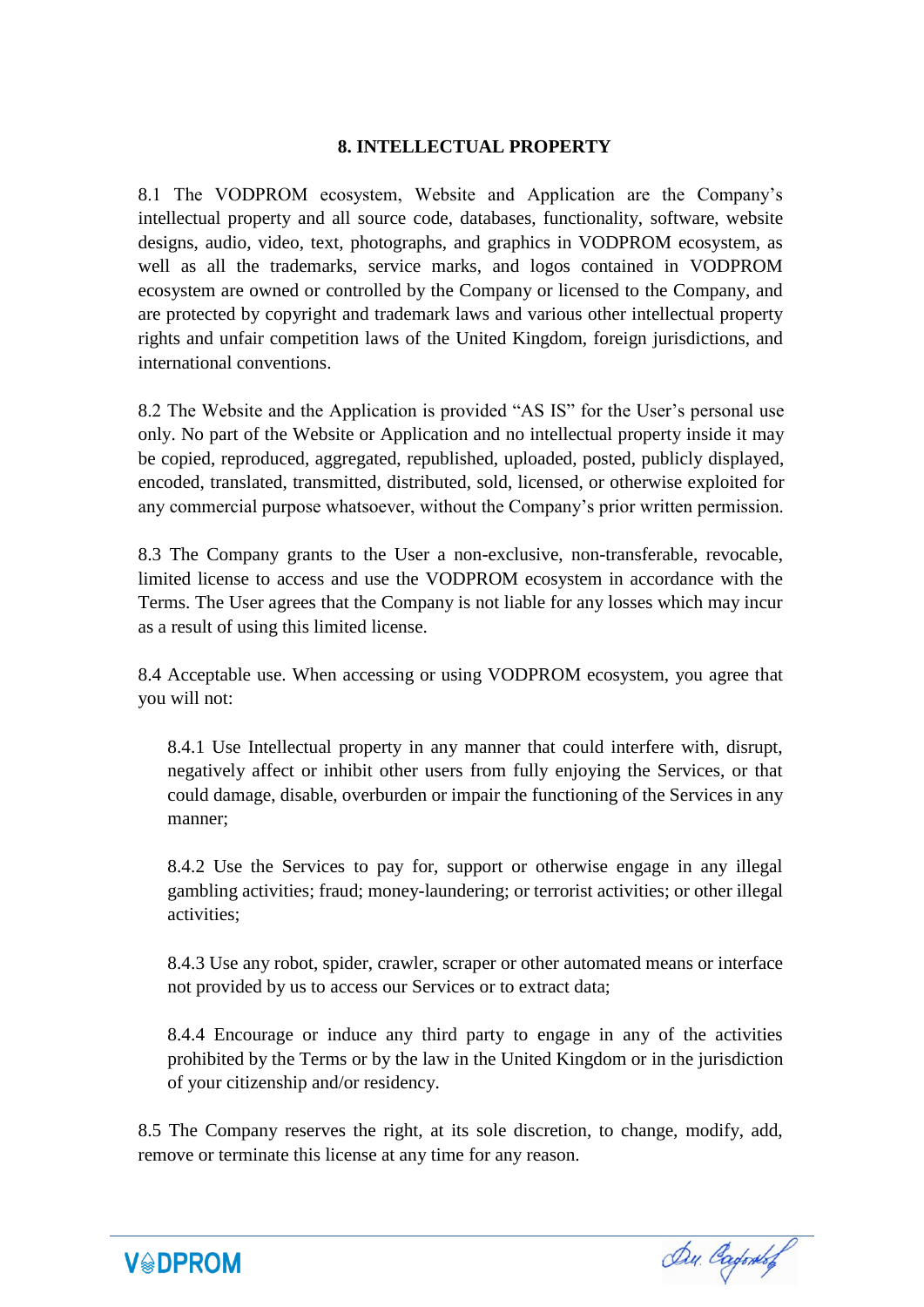## 8. INTELLECTUAL PROPERTY

8.1 The VODPROM ecosystem, Website and Application are the Company's intellectual property and all source code, databases, functionality, software, website designs, audio, video, text, photographs, and graphics in VODPROM ecosystem, as well as all the trademarks, service marks, and logos contained in VODPROM ecosystem are owned or controlled by the Company or licensed to the Company, and are protected by copyright and trademark laws and various other intellectual property rights and unfair competition laws of the United Kingdom, foreign jurisdictions, and international conventions.

8.2 The Website and the Application is provided "AS IS" for the User's personal use only. No part of the Website or Application and no intellectual property inside it may be copied, reproduced, aggregated, republished, uploaded, posted, publicly displayed, encoded, translated, transmitted, distributed, sold, licensed, or otherwise exploited for any commercial purpose whatsoever, without the Company's prior written permission.

8.3 The Company grants to the User a non-exclusive, non-transferable, revocable, limited license to access and use the VODPROM ecosystem in accordance with the Terms. The User agrees that the Company is not liable for any losses which may incur as a result of using this limited license.

8.4 Acceptable use. When accessing or using VODPROM ecosystem, you agree that you will not:

8.4.1 Use Intellectual property in any manner that could interfere with, disrupt, negatively affect or inhibit other users from fully enjoying the Services, or that could damage, disable, overburden or impair the functioning of the Services in any manner;

8.4.2 Use the Services to pay for, support or otherwise engage in any illegal gambling activities; fraud; money-laundering; or terrorist activities; or other illegal activities;

8.4.3 Use any robot, spider, crawler, scraper or other automated means or interface not provided by us to access our Services or to extract data;

8.4.4 Encourage or induce any third party to engage in any of the activities prohibited by the Terms or by the law in the United Kingdom or in the jurisdiction of your citizenship and/or residency.

8.5 The Company reserves the right, at its sole discretion, to change, modify, add, remove or terminate this license at any time for any reason.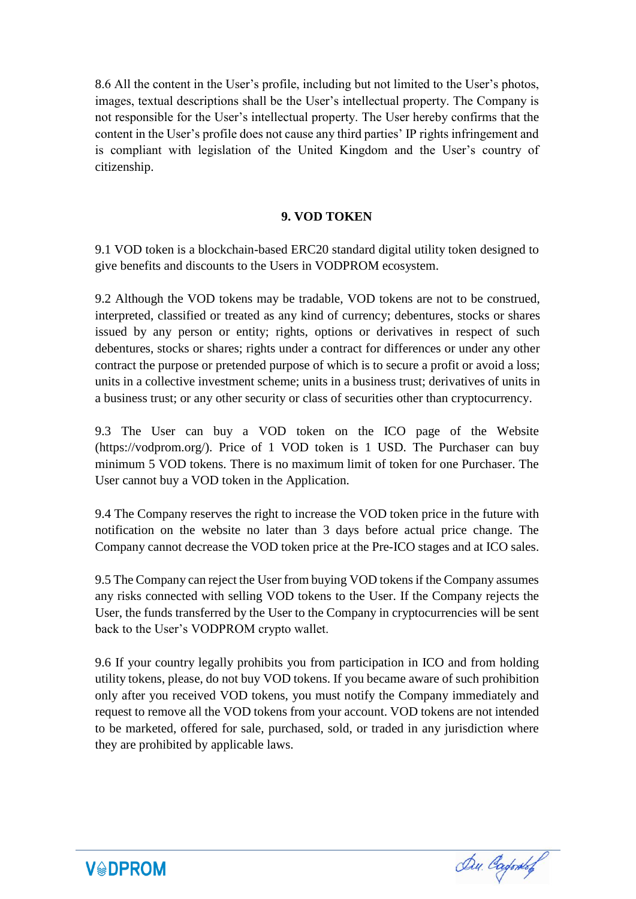8.6 All the content in the User's profile, including but not limited to the User's photos, images, textual descriptions shall be the User's intellectual property. The Company is not responsible for the User's intellectual property. The User hereby confirms that the content in the User's profile does not cause any third parties' IP rights infringement and is compliant with legislation of the United Kingdom and the User's country of citizenship.

## 9. VOD TOKEN

9.1 VOD token is a blockchain-based ERC20 standard digital utility token designed to give benefits and discounts to the Users in VODPROM ecosystem.

9.2 Although the VOD tokens may be tradable, VOD tokens are not to be construed, interpreted, classified or treated as any kind of currency; debentures, stocks or shares issued by any person or entity; rights, options or derivatives in respect of such debentures, stocks or shares; rights under a contract for differences or under any other contract the purpose or pretended purpose of which is to secure a profit or avoid a loss; units in a collective investment scheme; units in a business trust; derivatives of units in a business trust; or any other security or class of securities other than cryptocurrency.

9.3 The User can buy a VOD token on the ICO page of the Website (https://vodprom.org/). Price of 1 VOD token is 1 USD. The Purchaser can buy minimum 5 VOD tokens. There is no maximum limit of token for one Purchaser. The User cannot buy a VOD token in the Application.

9.4 The Company reserves the right to increase the VOD token price in the future with notification on the website no later than 3 days before actual price change. The Company cannot decrease the VOD token price at the Pre-ICO stages and at ICO sales.

9.5 The Company can reject the User from buying VOD tokens if the Company assumes any risks connected with selling VOD tokens to the User. If the Company rejects the User, the funds transferred by the User to the Company in cryptocurrencies will be sent back to the User's VODPROM crypto wallet.

9.6 If your country legally prohibits you from participation in ICO and from holding utility tokens, please, do not buy VOD tokens. If you became aware of such prohibition only after you received VOD tokens, you must notify the Company immediately and request to remove all the VOD tokens from your account. VOD tokens are not intended to be marketed, offered for sale, purchased, sold, or traded in any jurisdiction where they are prohibited by applicable laws.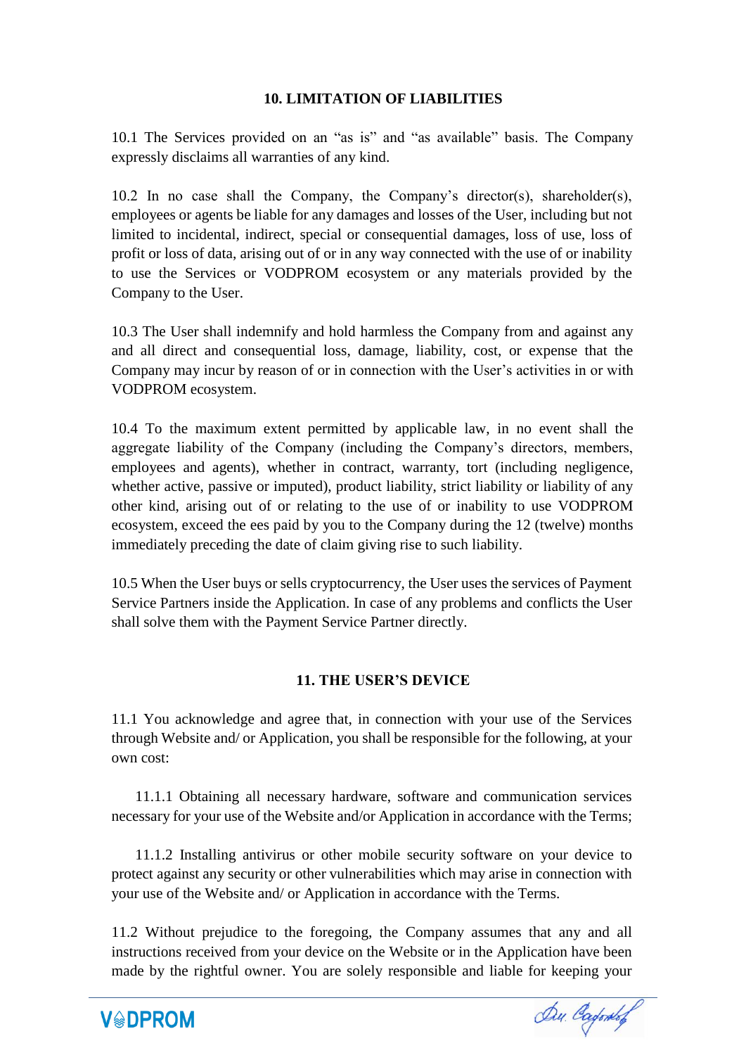## 10. LIMITATION OF LIABILITIES

10.1 The Services provided on an "as is" and "as available" basis. The Company expressly disclaims all warranties of any kind.

10.2 In no case shall the Company, the Company's director(s), shareholder(s), employees or agents be liable for any damages and losses of the User, including but not limited to incidental, indirect, special or consequential damages, loss of use, loss of profit or loss of data, arising out of or in any way connected with the use of or inability to use the Services or VODPROM ecosystem or any materials provided by the Company to the User.

10.3 The User shall indemnify and hold harmless the Company from and against any and all direct and consequential loss, damage, liability, cost, or expense that the Company may incur by reason of or in connection with the User's activities in or with VODPROM ecosystem.

10.4 To the maximum extent permitted by applicable law, in no event shall the aggregate liability of the Company (including the Company's directors, members, employees and agents), whether in contract, warranty, tort (including negligence, whether active, passive or imputed), product liability, strict liability or liability of any other kind, arising out of or relating to the use of or inability to use VODPROM ecosystem, exceed the ees paid by you to the Company during the 12 (twelve) months immediately preceding the date of claim giving rise to such liability.

10.5 When the User buys or sells cryptocurrency, the User uses the services of Payment Service Partners inside the Application. In case of any problems and conflicts the User shall solve them with the Payment Service Partner directly.

## 11. THE USER'S DEVICE

11.1 You acknowledge and agree that, in connection with your use of the Services through Website and/ or Application, you shall be responsible for the following, at your own cost:

11.1.1 Obtaining all necessary hardware, software and communication services necessary for your use of the Website and/or Application in accordance with the Terms;

11.1.2 Installing antivirus or other mobile security software on your device to protect against any security or other vulnerabilities which may arise in connection with your use of the Website and/ or Application in accordance with the Terms.

11.2 Without prejudice to the foregoing, the Company assumes that any and all instructions received from your device on the Website or in the Application have been made by the rightful owner. You are solely responsible and liable for keeping your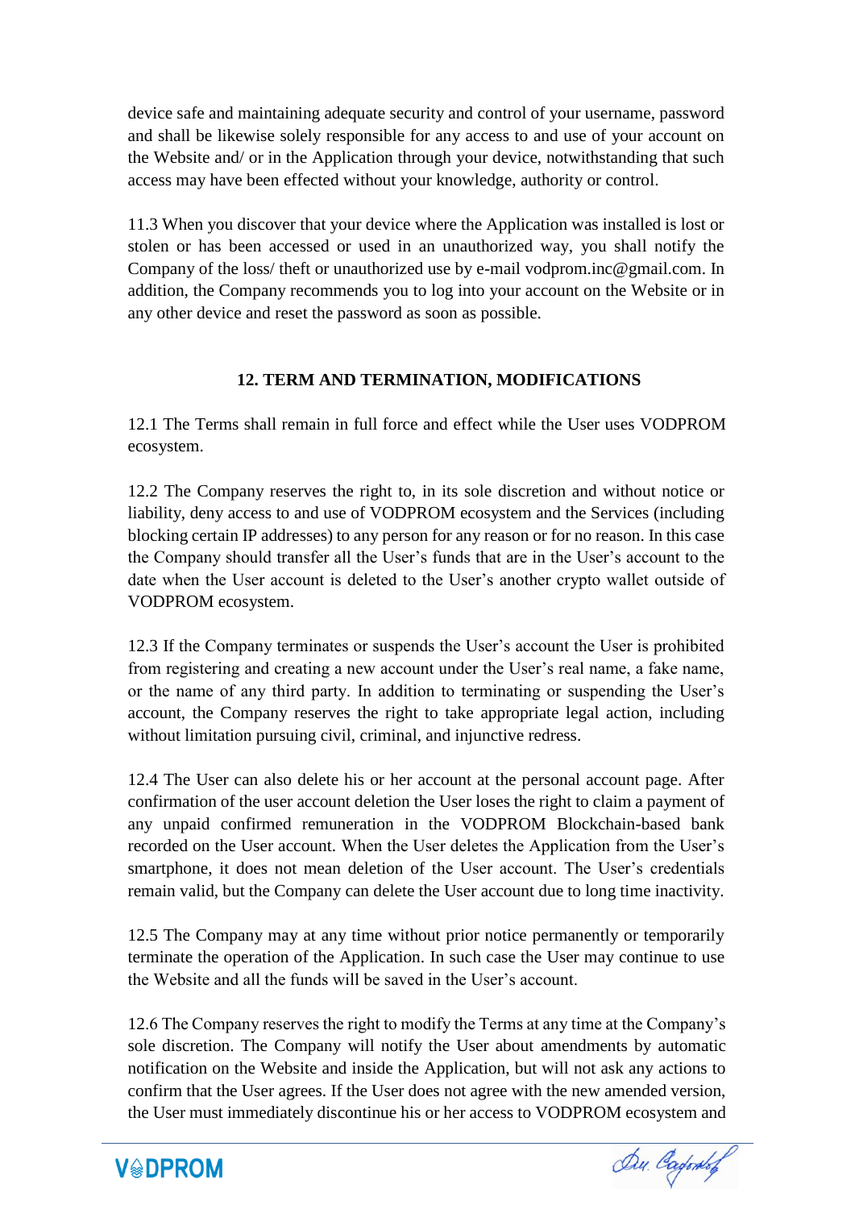device safe and maintaining adequate security and control of your username, password and shall be likewise solely responsible for any access to and use of your account on the Website and/ or in the Application through your device, notwithstanding that such access may have been effected without your knowledge, authority or control.

11.3 When you discover that your device where the Application was installed is lost or stolen or has been accessed or used in an unauthorized way, you shall notify the Company of the loss/ theft or unauthorized use by e-mail vodprom.inc@gmail.com. In addition, the Company recommends you to log into your account on the Website or in any other device and reset the password as soon as possible.

## 12. TERM AND TERMINATION, MODIFICATIONS

12.1 The Terms shall remain in full force and effect while the User uses VODPROM ecosystem.

12.2 The Company reserves the right to, in its sole discretion and without notice or liability, deny access to and use of VODPROM ecosystem and the Services (including blocking certain IP addresses) to any person for any reason or for no reason. In this case the Company should transfer all the User's funds that are in the User's account to the date when the User account is deleted to the User's another crypto wallet outside of VODPROM ecosystem.

12.3 If the Company terminates or suspends the User's account the User is prohibited from registering and creating a new account under the User's real name, a fake name, or the name of any third party. In addition to terminating or suspending the User's account, the Company reserves the right to take appropriate legal action, including without limitation pursuing civil, criminal, and injunctive redress.

12.4 The User can also delete his or her account at the personal account page. After confirmation of the user account deletion the User loses the right to claim a payment of any unpaid confirmed remuneration in the VODPROM Blockchain-based bank recorded on the User account. When the User deletes the Application from the User's smartphone, it does not mean deletion of the User account. The User's credentials remain valid, but the Company can delete the User account due to long time inactivity.

12.5 The Company may at any time without prior notice permanently or temporarily terminate the operation of the Application. In such case the User may continue to use the Website and all the funds will be saved in the User's account.

12.6 The Company reserves the right to modify the Terms at any time at the Company's sole discretion. The Company will notify the User about amendments by automatic notification on the Website and inside the Application, but will not ask any actions to confirm that the User agrees. If the User does not agree with the new amended version, the User must immediately discontinue his or her access to VODPROM ecosystem and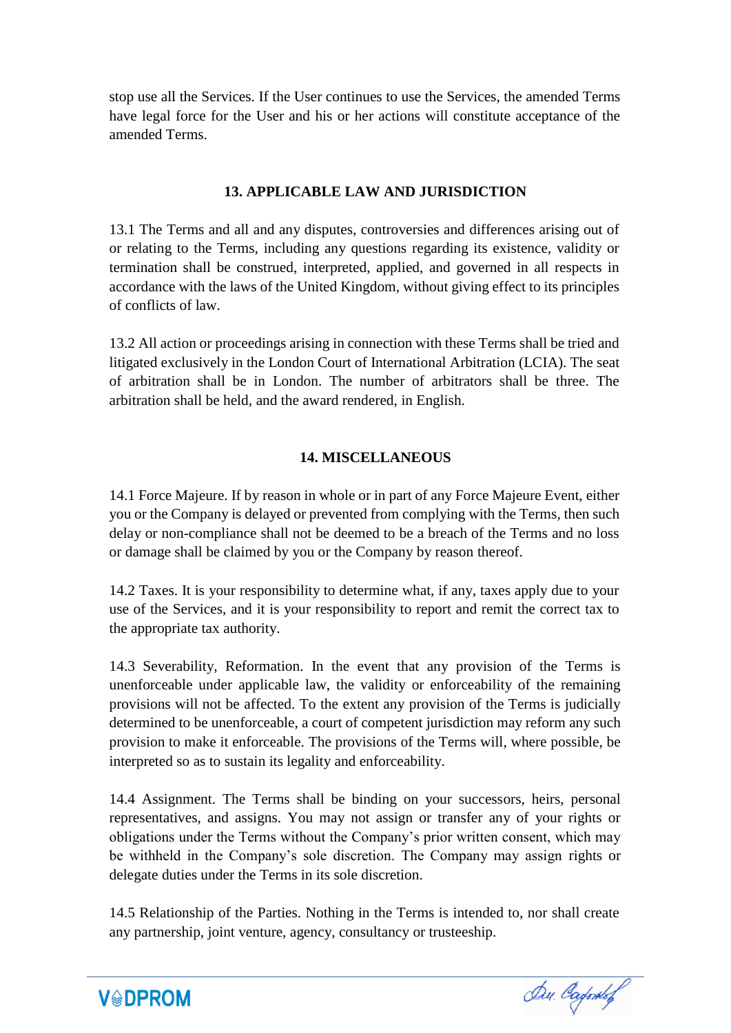stop use all the Services. If the User continues to use the Services, the amended Terms have legal force for the User and his or her actions will constitute acceptance of the amended Terms.

## 13. APPLICABLE LAW AND JURISDICTION

13.1 The Terms and all and any disputes, controversies and differences arising out of or relating to the Terms, including any questions regarding its existence, validity or termination shall be construed, interpreted, applied, and governed in all respects in accordance with the laws of the United Kingdom, without giving effect to its principles of conflicts of law.

13.2 All action or proceedings arising in connection with these Terms shall be tried and litigated exclusively in the London Court of International Arbitration (LCIA). The seat of arbitration shall be in London. The number of arbitrators shall be three. The arbitration shall be held, and the award rendered, in English.

## 14. MISCELLANEOUS

14.1 Force Majeure. If by reason in whole or in part of any Force Majeure Event, either you or the Company is delayed or prevented from complying with the Terms, then such delay or non-compliance shall not be deemed to be a breach of the Terms and no loss or damage shall be claimed by you or the Company by reason thereof.

14.2 Taxes. It is your responsibility to determine what, if any, taxes apply due to your use of the Services, and it is your responsibility to report and remit the correct tax to the appropriate tax authority.

14.3 Severability, Reformation. In the event that any provision of the Terms is unenforceable under applicable law, the validity or enforceability of the remaining provisions will not be affected. To the extent any provision of the Terms is judicially determined to be unenforceable, a court of competent jurisdiction may reform any such provision to make it enforceable. The provisions of the Terms will, where possible, be interpreted so as to sustain its legality and enforceability.

14.4 Assignment. The Terms shall be binding on your successors, heirs, personal representatives, and assigns. You may not assign or transfer any of your rights or obligations under the Terms without the Company's prior written consent, which may be withheld in the Company's sole discretion. The Company may assign rights or delegate duties under the Terms in its sole discretion.

14.5 Relationship of the Parties. Nothing in the Terms is intended to, nor shall create any partnership, joint venture, agency, consultancy or trusteeship.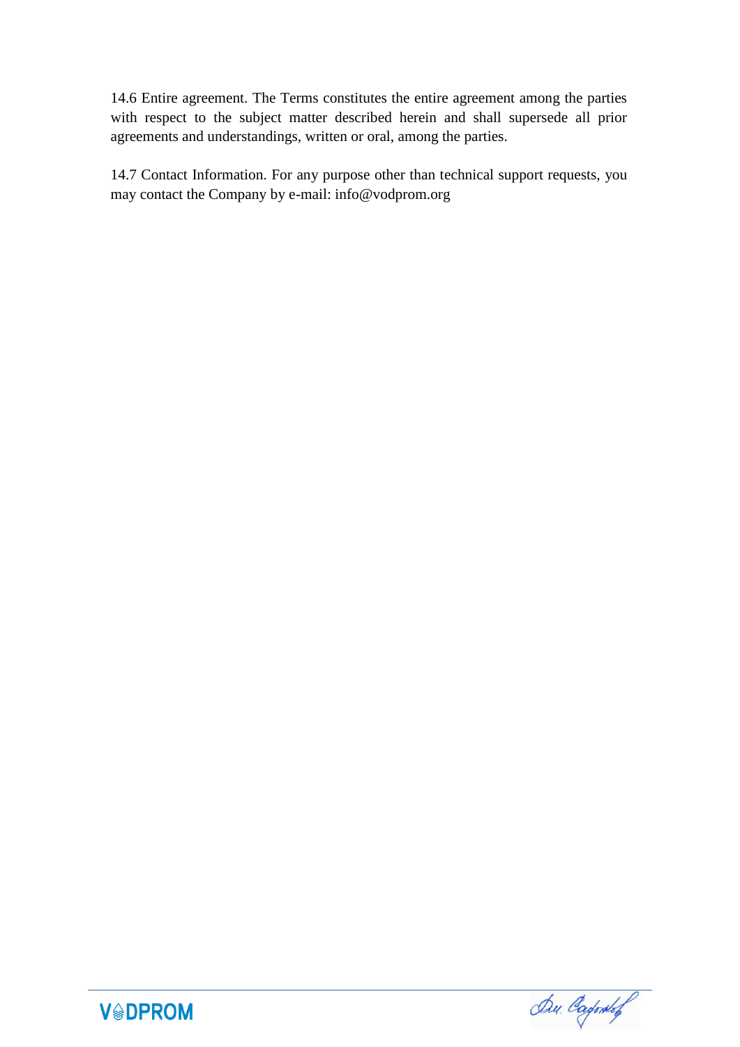14.6 Entire agreement. The Terms constitutes the entire agreement among the parties with respect to the subject matter described herein and shall supersede all prior agreements and understandings, written or oral, among the parties.

14.7 Contact Information. For any purpose other than technical support requests, you may contact the Company by e-mail: info@vodprom.org